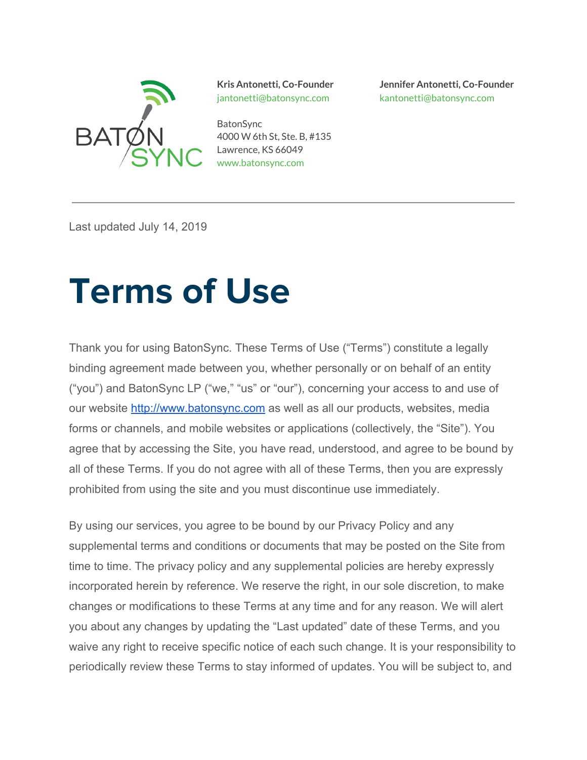**Kris Antonetti, Co-Founder**
jantonetti@batonsync.com

BatonSync
4000 W 6th St, Ste. B, #135
Lawrence, KS 66049
www.batonsync.com

**Jennifer Antonetti, Co-Founder**
kantonetti@batonsync.com

---

Last updated July 14, 2019

# Terms of Use

Thank you for using BatonSync. These Terms of Use ("Terms") constitute a legally binding agreement made between you, whether personally or on behalf of an entity ("you") and BatonSync LP ("we," "us" or "our"), concerning your access to and use of our website http://www.batonsync.com as well as all our products, websites, media forms or channels, and mobile websites or applications (collectively, the "Site"). You agree that by accessing the Site, you have read, understood, and agree to be bound by all of these Terms. If you do not agree with all of these Terms, then you are expressly prohibited from using the site and you must discontinue use immediately.

By using our services, you agree to be bound by our Privacy Policy and any supplemental terms and conditions or documents that may be posted on the Site from time to time. The privacy policy and any supplemental policies are hereby expressly incorporated herein by reference. We reserve the right, in our sole discretion, to make changes or modifications to these Terms at any time and for any reason. We will alert you about any changes by updating the "Last updated" date of these Terms, and you waive any right to receive specific notice of each such change. It is your responsibility to periodically review these Terms to stay informed of updates. You will be subject to, and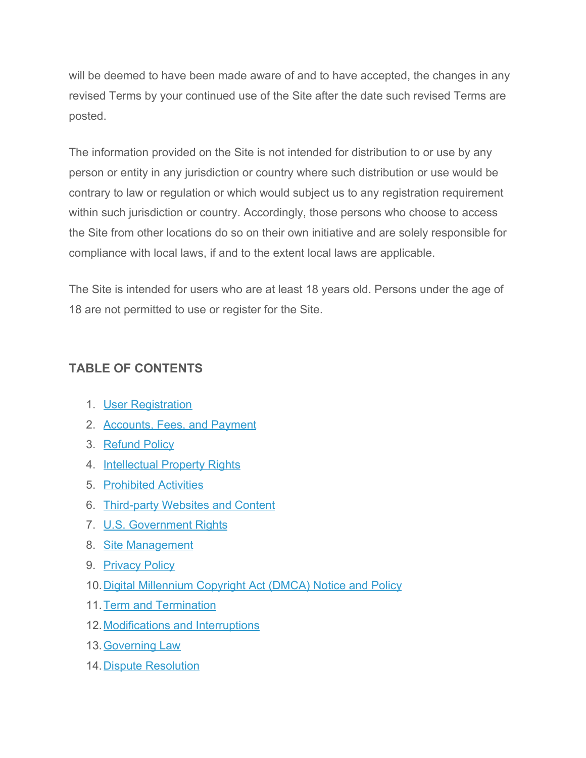will be deemed to have been made aware of and to have accepted, the changes in any revised Terms by your continued use of the Site after the date such revised Terms are posted.

The information provided on the Site is not intended for distribution to or use by any person or entity in any jurisdiction or country where such distribution or use would be contrary to law or regulation or which would subject us to any registration requirement within such jurisdiction or country. Accordingly, those persons who choose to access the Site from other locations do so on their own initiative and are solely responsible for compliance with local laws, if and to the extent local laws are applicable.

The Site is intended for users who are at least 18 years old. Persons under the age of 18 are not permitted to use or register for the Site.

## TABLE OF CONTENTS

1. User Registration
2. Accounts, Fees, and Payment
3. Refund Policy
4. Intellectual Property Rights
5. Prohibited Activities
6. Third-party Websites and Content
7. U.S. Government Rights
8. Site Management
9. Privacy Policy
10. Digital Millennium Copyright Act (DMCA) Notice and Policy
11. Term and Termination
12. Modifications and Interruptions
13. Governing Law
14. Dispute Resolution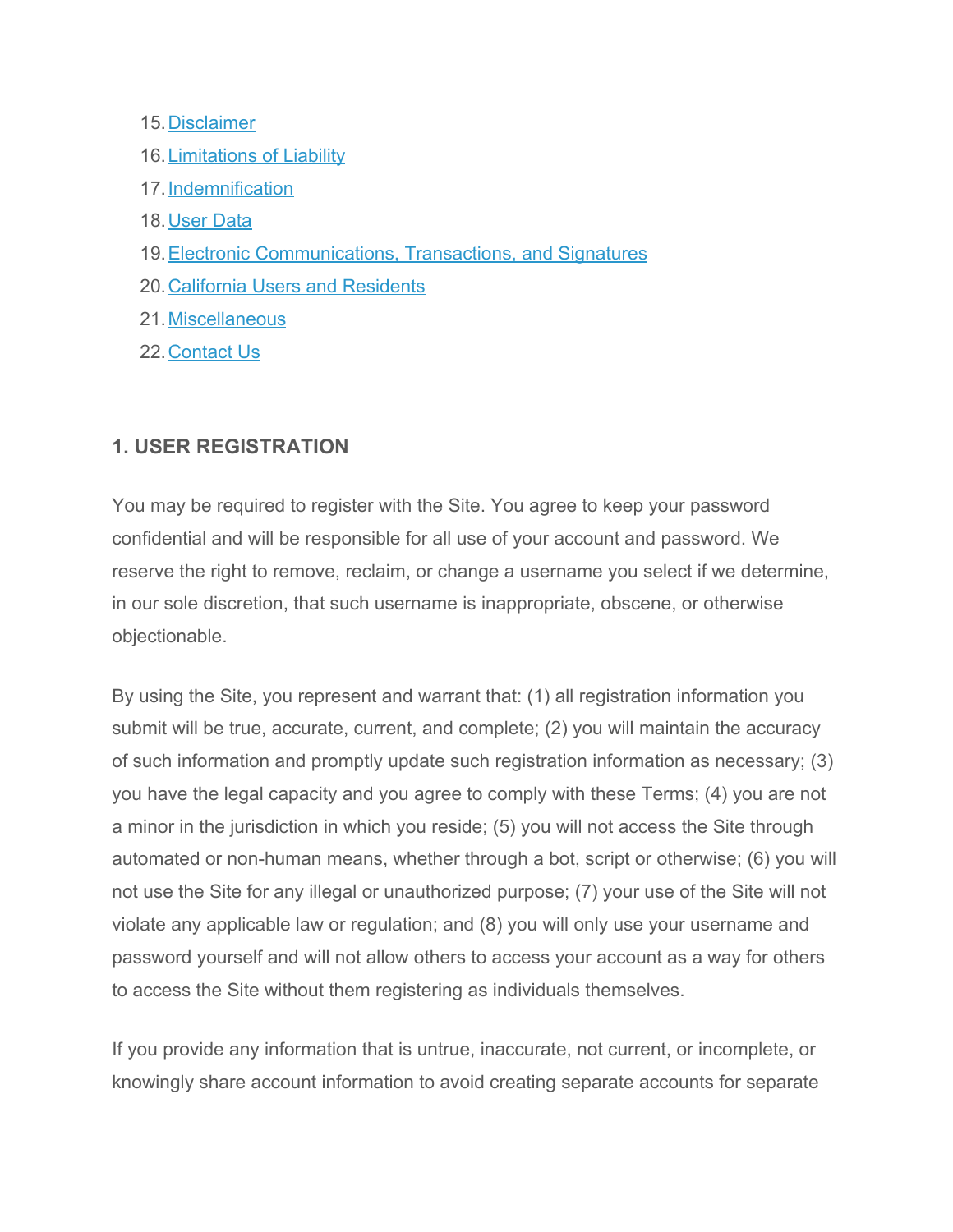15. Disclaimer
16. Limitations of Liability
17. Indemnification
18. User Data
19. Electronic Communications, Transactions, and Signatures
20. California Users and Residents
21. Miscellaneous
22. Contact Us

## 1. USER REGISTRATION

You may be required to register with the Site. You agree to keep your password confidential and will be responsible for all use of your account and password. We reserve the right to remove, reclaim, or change a username you select if we determine, in our sole discretion, that such username is inappropriate, obscene, or otherwise objectionable.

By using the Site, you represent and warrant that: (1) all registration information you submit will be true, accurate, current, and complete; (2) you will maintain the accuracy of such information and promptly update such registration information as necessary; (3) you have the legal capacity and you agree to comply with these Terms; (4) you are not a minor in the jurisdiction in which you reside; (5) you will not access the Site through automated or non-human means, whether through a bot, script or otherwise; (6) you will not use the Site for any illegal or unauthorized purpose; (7) your use of the Site will not violate any applicable law or regulation; and (8) you will only use your username and password yourself and will not allow others to access your account as a way for others to access the Site without them registering as individuals themselves.

If you provide any information that is untrue, inaccurate, not current, or incomplete, or knowingly share account information to avoid creating separate accounts for separate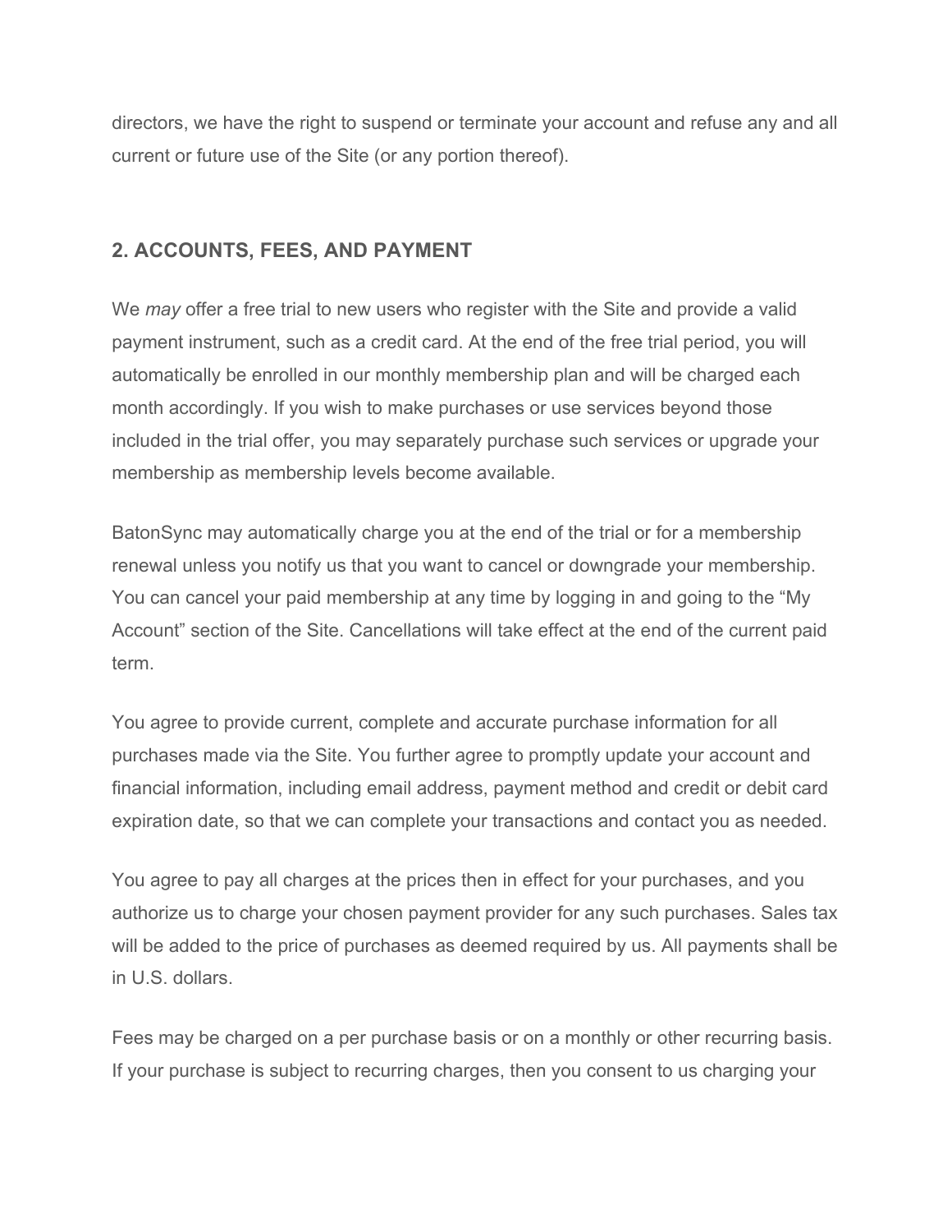directors, we have the right to suspend or terminate your account and refuse any and all current or future use of the Site (or any portion thereof).

## 2. ACCOUNTS, FEES, AND PAYMENT

We *may* offer a free trial to new users who register with the Site and provide a valid payment instrument, such as a credit card. At the end of the free trial period, you will automatically be enrolled in our monthly membership plan and will be charged each month accordingly. If you wish to make purchases or use services beyond those included in the trial offer, you may separately purchase such services or upgrade your membership as membership levels become available.

BatonSync may automatically charge you at the end of the trial or for a membership renewal unless you notify us that you want to cancel or downgrade your membership. You can cancel your paid membership at any time by logging in and going to the "My Account" section of the Site. Cancellations will take effect at the end of the current paid term.

You agree to provide current, complete and accurate purchase information for all purchases made via the Site. You further agree to promptly update your account and financial information, including email address, payment method and credit or debit card expiration date, so that we can complete your transactions and contact you as needed.

You agree to pay all charges at the prices then in effect for your purchases, and you authorize us to charge your chosen payment provider for any such purchases. Sales tax will be added to the price of purchases as deemed required by us. All payments shall be in U.S. dollars.

Fees may be charged on a per purchase basis or on a monthly or other recurring basis. If your purchase is subject to recurring charges, then you consent to us charging your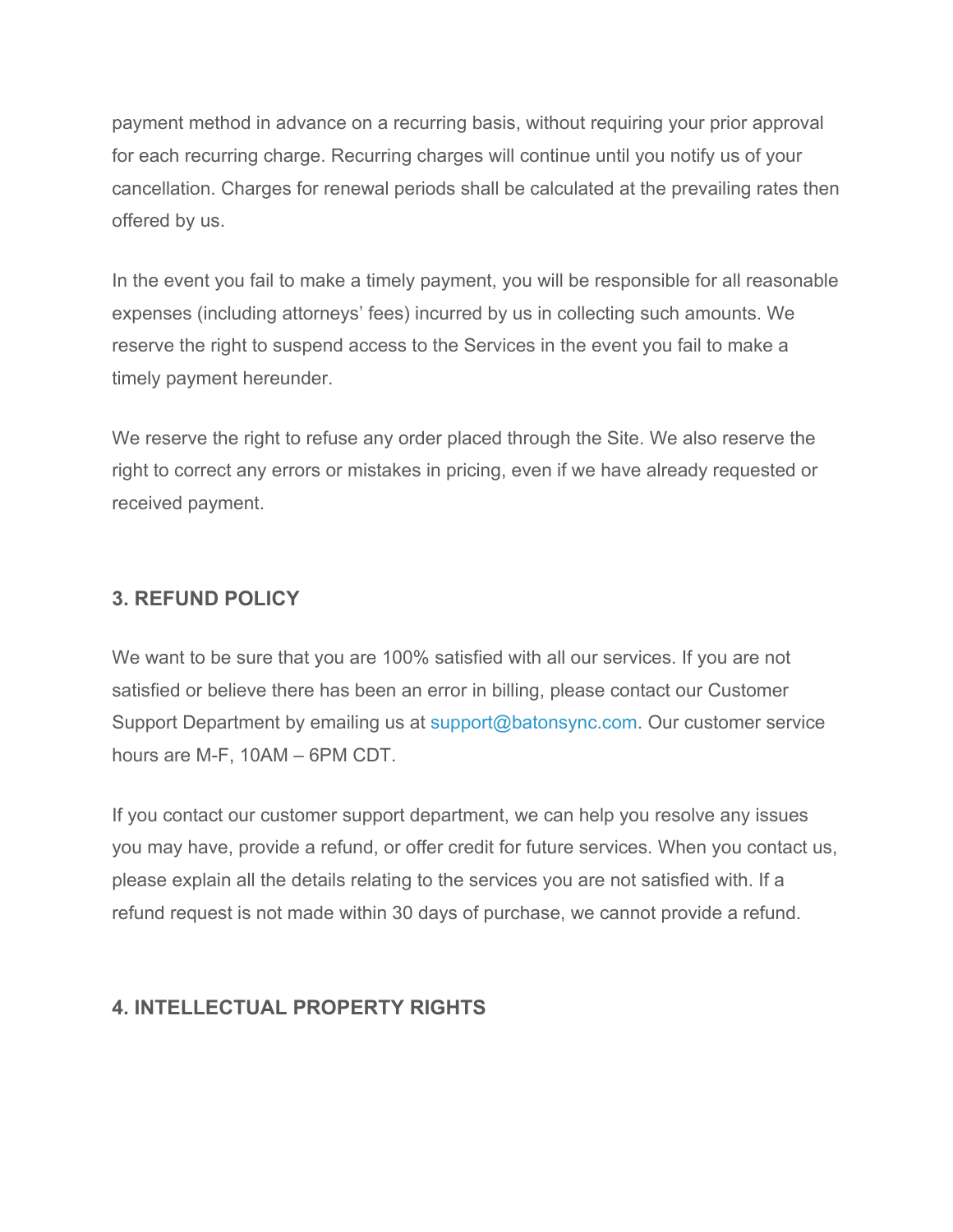payment method in advance on a recurring basis, without requiring your prior approval for each recurring charge. Recurring charges will continue until you notify us of your cancellation. Charges for renewal periods shall be calculated at the prevailing rates then offered by us.

In the event you fail to make a timely payment, you will be responsible for all reasonable expenses (including attorneys' fees) incurred by us in collecting such amounts. We reserve the right to suspend access to the Services in the event you fail to make a timely payment hereunder.

We reserve the right to refuse any order placed through the Site. We also reserve the right to correct any errors or mistakes in pricing, even if we have already requested or received payment.

## 3. REFUND POLICY

We want to be sure that you are 100% satisfied with all our services. If you are not satisfied or believe there has been an error in billing, please contact our Customer Support Department by emailing us at support@batonsync.com. Our customer service hours are M-F, 10AM – 6PM CDT.

If you contact our customer support department, we can help you resolve any issues you may have, provide a refund, or offer credit for future services. When you contact us, please explain all the details relating to the services you are not satisfied with. If a refund request is not made within 30 days of purchase, we cannot provide a refund.

## 4. INTELLECTUAL PROPERTY RIGHTS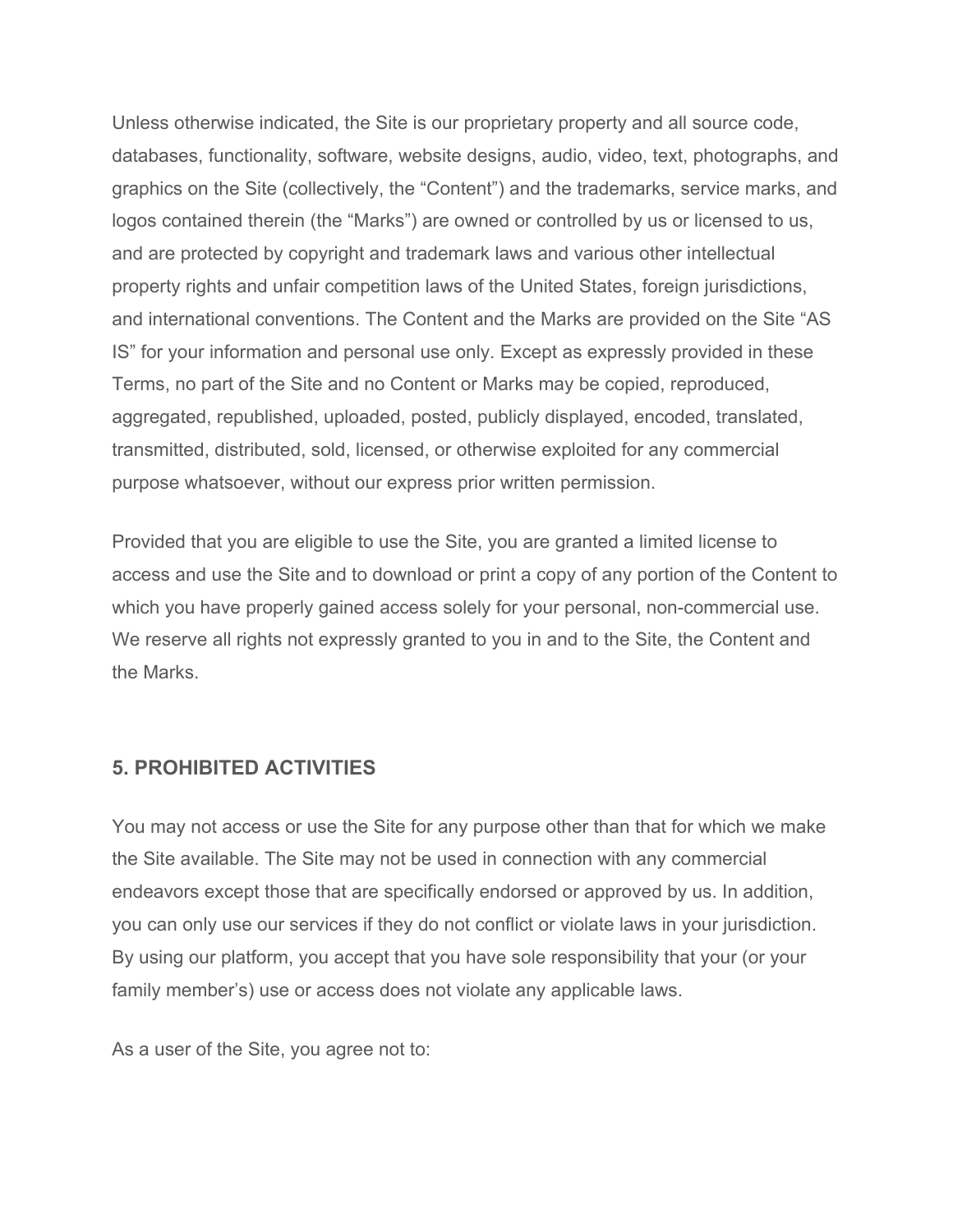Unless otherwise indicated, the Site is our proprietary property and all source code, databases, functionality, software, website designs, audio, video, text, photographs, and graphics on the Site (collectively, the "Content") and the trademarks, service marks, and logos contained therein (the "Marks") are owned or controlled by us or licensed to us, and are protected by copyright and trademark laws and various other intellectual property rights and unfair competition laws of the United States, foreign jurisdictions, and international conventions. The Content and the Marks are provided on the Site "AS IS" for your information and personal use only. Except as expressly provided in these Terms, no part of the Site and no Content or Marks may be copied, reproduced, aggregated, republished, uploaded, posted, publicly displayed, encoded, translated, transmitted, distributed, sold, licensed, or otherwise exploited for any commercial purpose whatsoever, without our express prior written permission.

Provided that you are eligible to use the Site, you are granted a limited license to access and use the Site and to download or print a copy of any portion of the Content to which you have properly gained access solely for your personal, non-commercial use. We reserve all rights not expressly granted to you in and to the Site, the Content and the Marks.

## 5. PROHIBITED ACTIVITIES

You may not access or use the Site for any purpose other than that for which we make the Site available. The Site may not be used in connection with any commercial endeavors except those that are specifically endorsed or approved by us. In addition, you can only use our services if they do not conflict or violate laws in your jurisdiction. By using our platform, you accept that you have sole responsibility that your (or your family member's) use or access does not violate any applicable laws.

As a user of the Site, you agree not to: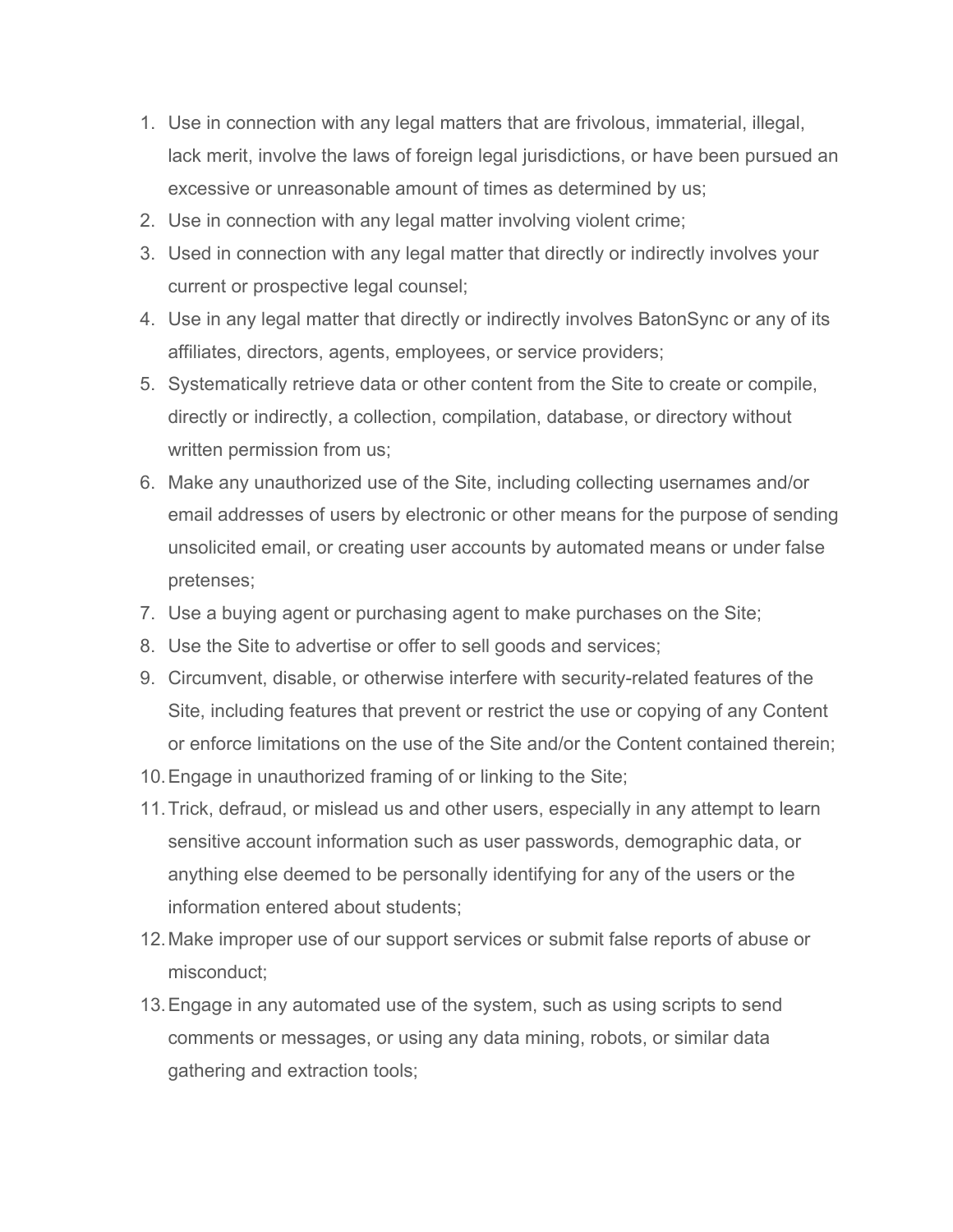1. Use in connection with any legal matters that are frivolous, immaterial, illegal, lack merit, involve the laws of foreign legal jurisdictions, or have been pursued an excessive or unreasonable amount of times as determined by us;
2. Use in connection with any legal matter involving violent crime;
3. Used in connection with any legal matter that directly or indirectly involves your current or prospective legal counsel;
4. Use in any legal matter that directly or indirectly involves BatonSync or any of its affiliates, directors, agents, employees, or service providers;
5. Systematically retrieve data or other content from the Site to create or compile, directly or indirectly, a collection, compilation, database, or directory without written permission from us;
6. Make any unauthorized use of the Site, including collecting usernames and/or email addresses of users by electronic or other means for the purpose of sending unsolicited email, or creating user accounts by automated means or under false pretenses;
7. Use a buying agent or purchasing agent to make purchases on the Site;
8. Use the Site to advertise or offer to sell goods and services;
9. Circumvent, disable, or otherwise interfere with security-related features of the Site, including features that prevent or restrict the use or copying of any Content or enforce limitations on the use of the Site and/or the Content contained therein;
10. Engage in unauthorized framing of or linking to the Site;
11. Trick, defraud, or mislead us and other users, especially in any attempt to learn sensitive account information such as user passwords, demographic data, or anything else deemed to be personally identifying for any of the users or the information entered about students;
12. Make improper use of our support services or submit false reports of abuse or misconduct;
13. Engage in any automated use of the system, such as using scripts to send comments or messages, or using any data mining, robots, or similar data gathering and extraction tools;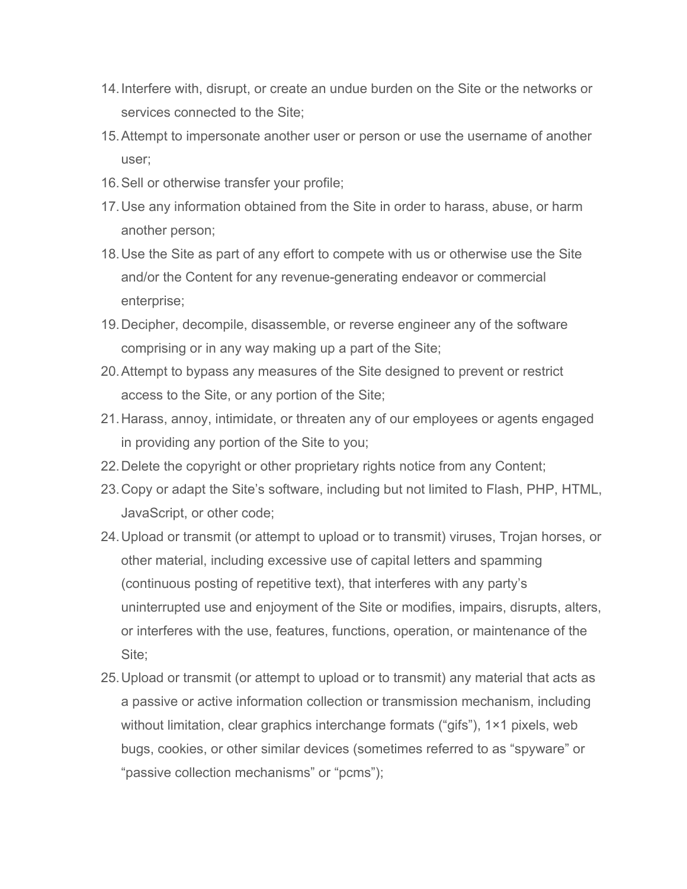14. Interfere with, disrupt, or create an undue burden on the Site or the networks or services connected to the Site;
15. Attempt to impersonate another user or person or use the username of another user;
16. Sell or otherwise transfer your profile;
17. Use any information obtained from the Site in order to harass, abuse, or harm another person;
18. Use the Site as part of any effort to compete with us or otherwise use the Site and/or the Content for any revenue-generating endeavor or commercial enterprise;
19. Decipher, decompile, disassemble, or reverse engineer any of the software comprising or in any way making up a part of the Site;
20. Attempt to bypass any measures of the Site designed to prevent or restrict access to the Site, or any portion of the Site;
21. Harass, annoy, intimidate, or threaten any of our employees or agents engaged in providing any portion of the Site to you;
22. Delete the copyright or other proprietary rights notice from any Content;
23. Copy or adapt the Site's software, including but not limited to Flash, PHP, HTML, JavaScript, or other code;
24. Upload or transmit (or attempt to upload or to transmit) viruses, Trojan horses, or other material, including excessive use of capital letters and spamming (continuous posting of repetitive text), that interferes with any party's uninterrupted use and enjoyment of the Site or modifies, impairs, disrupts, alters, or interferes with the use, features, functions, operation, or maintenance of the Site;
25. Upload or transmit (or attempt to upload or to transmit) any material that acts as a passive or active information collection or transmission mechanism, including without limitation, clear graphics interchange formats ("gifs"), 1×1 pixels, web bugs, cookies, or other similar devices (sometimes referred to as "spyware" or "passive collection mechanisms" or "pcms");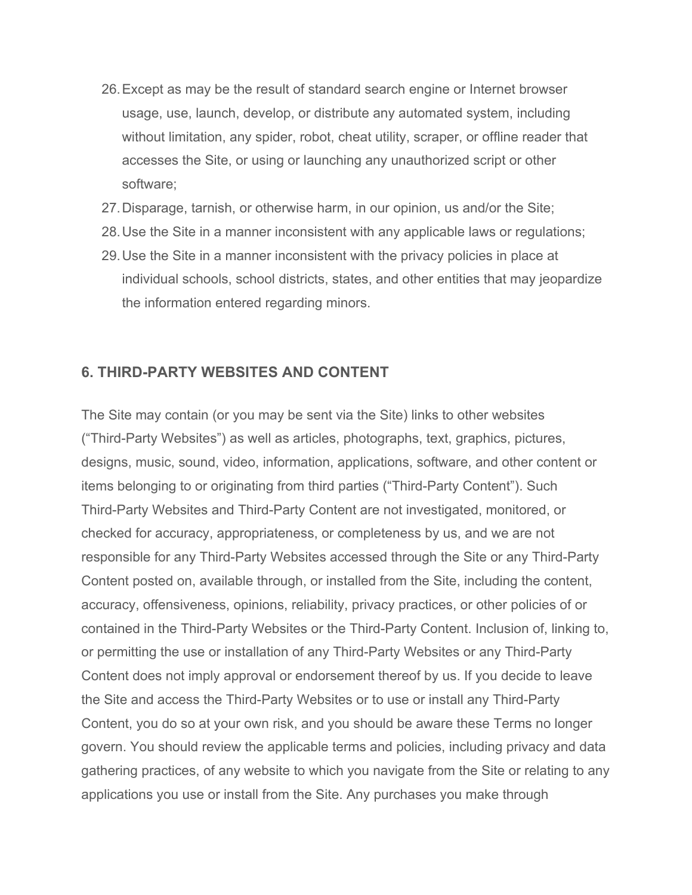26. Except as may be the result of standard search engine or Internet browser usage, use, launch, develop, or distribute any automated system, including without limitation, any spider, robot, cheat utility, scraper, or offline reader that accesses the Site, or using or launching any unauthorized script or other software;
27. Disparage, tarnish, or otherwise harm, in our opinion, us and/or the Site;
28. Use the Site in a manner inconsistent with any applicable laws or regulations;
29. Use the Site in a manner inconsistent with the privacy policies in place at individual schools, school districts, states, and other entities that may jeopardize the information entered regarding minors.

## 6. THIRD-PARTY WEBSITES AND CONTENT

The Site may contain (or you may be sent via the Site) links to other websites ("Third-Party Websites") as well as articles, photographs, text, graphics, pictures, designs, music, sound, video, information, applications, software, and other content or items belonging to or originating from third parties ("Third-Party Content"). Such Third-Party Websites and Third-Party Content are not investigated, monitored, or checked for accuracy, appropriateness, or completeness by us, and we are not responsible for any Third-Party Websites accessed through the Site or any Third-Party Content posted on, available through, or installed from the Site, including the content, accuracy, offensiveness, opinions, reliability, privacy practices, or other policies of or contained in the Third-Party Websites or the Third-Party Content. Inclusion of, linking to, or permitting the use or installation of any Third-Party Websites or any Third-Party Content does not imply approval or endorsement thereof by us. If you decide to leave the Site and access the Third-Party Websites or to use or install any Third-Party Content, you do so at your own risk, and you should be aware these Terms no longer govern. You should review the applicable terms and policies, including privacy and data gathering practices, of any website to which you navigate from the Site or relating to any applications you use or install from the Site. Any purchases you make through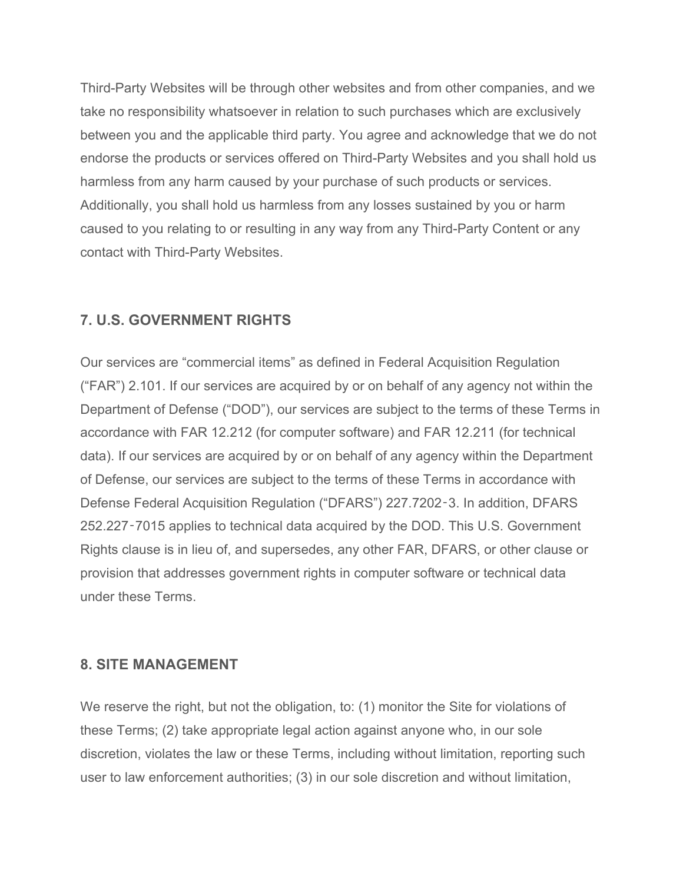Third-Party Websites will be through other websites and from other companies, and we take no responsibility whatsoever in relation to such purchases which are exclusively between you and the applicable third party. You agree and acknowledge that we do not endorse the products or services offered on Third-Party Websites and you shall hold us harmless from any harm caused by your purchase of such products or services. Additionally, you shall hold us harmless from any losses sustained by you or harm caused to you relating to or resulting in any way from any Third-Party Content or any contact with Third-Party Websites.

### 7. U.S. GOVERNMENT RIGHTS

Our services are "commercial items" as defined in Federal Acquisition Regulation ("FAR") 2.101. If our services are acquired by or on behalf of any agency not within the Department of Defense ("DOD"), our services are subject to the terms of these Terms in accordance with FAR 12.212 (for computer software) and FAR 12.211 (for technical data). If our services are acquired by or on behalf of any agency within the Department of Defense, our services are subject to the terms of these Terms in accordance with Defense Federal Acquisition Regulation ("DFARS") 227.7202‑3. In addition, DFARS 252.227‑7015 applies to technical data acquired by the DOD. This U.S. Government Rights clause is in lieu of, and supersedes, any other FAR, DFARS, or other clause or provision that addresses government rights in computer software or technical data under these Terms.

### 8. SITE MANAGEMENT

We reserve the right, but not the obligation, to: (1) monitor the Site for violations of these Terms; (2) take appropriate legal action against anyone who, in our sole discretion, violates the law or these Terms, including without limitation, reporting such user to law enforcement authorities; (3) in our sole discretion and without limitation,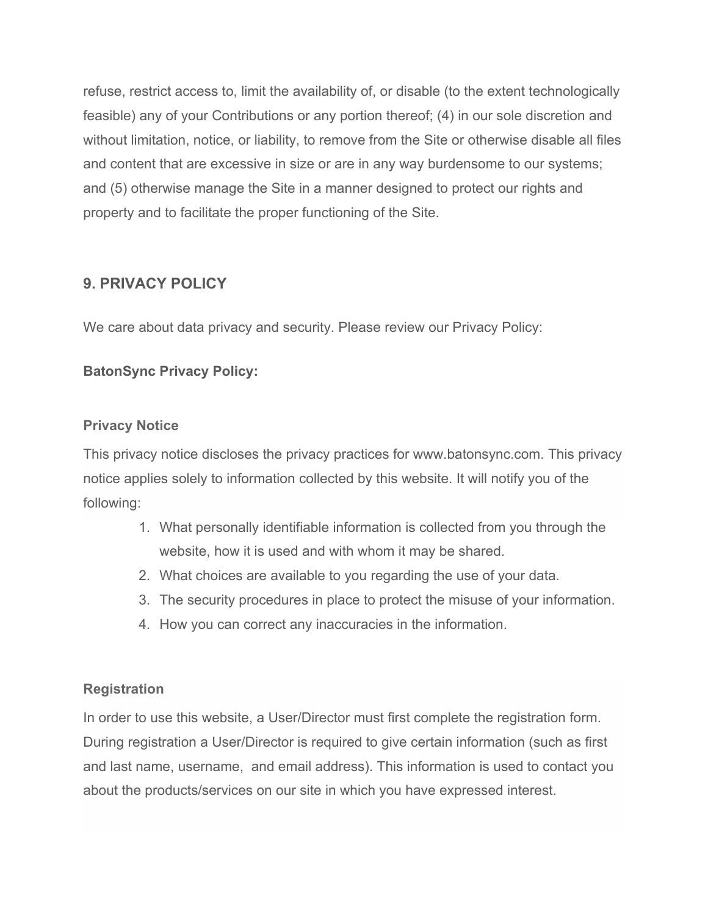refuse, restrict access to, limit the availability of, or disable (to the extent technologically feasible) any of your Contributions or any portion thereof; (4) in our sole discretion and without limitation, notice, or liability, to remove from the Site or otherwise disable all files and content that are excessive in size or are in any way burdensome to our systems; and (5) otherwise manage the Site in a manner designed to protect our rights and property and to facilitate the proper functioning of the Site.

## 9. PRIVACY POLICY

We care about data privacy and security. Please review our Privacy Policy:

**BatonSync Privacy Policy:**

### Privacy Notice

This privacy notice discloses the privacy practices for www.batonsync.com. This privacy notice applies solely to information collected by this website. It will notify you of the following:

1. What personally identifiable information is collected from you through the website, how it is used and with whom it may be shared.
2. What choices are available to you regarding the use of your data.
3. The security procedures in place to protect the misuse of your information.
4. How you can correct any inaccuracies in the information.

### Registration

In order to use this website, a User/Director must first complete the registration form. During registration a User/Director is required to give certain information (such as first and last name, username, and email address). This information is used to contact you about the products/services on our site in which you have expressed interest.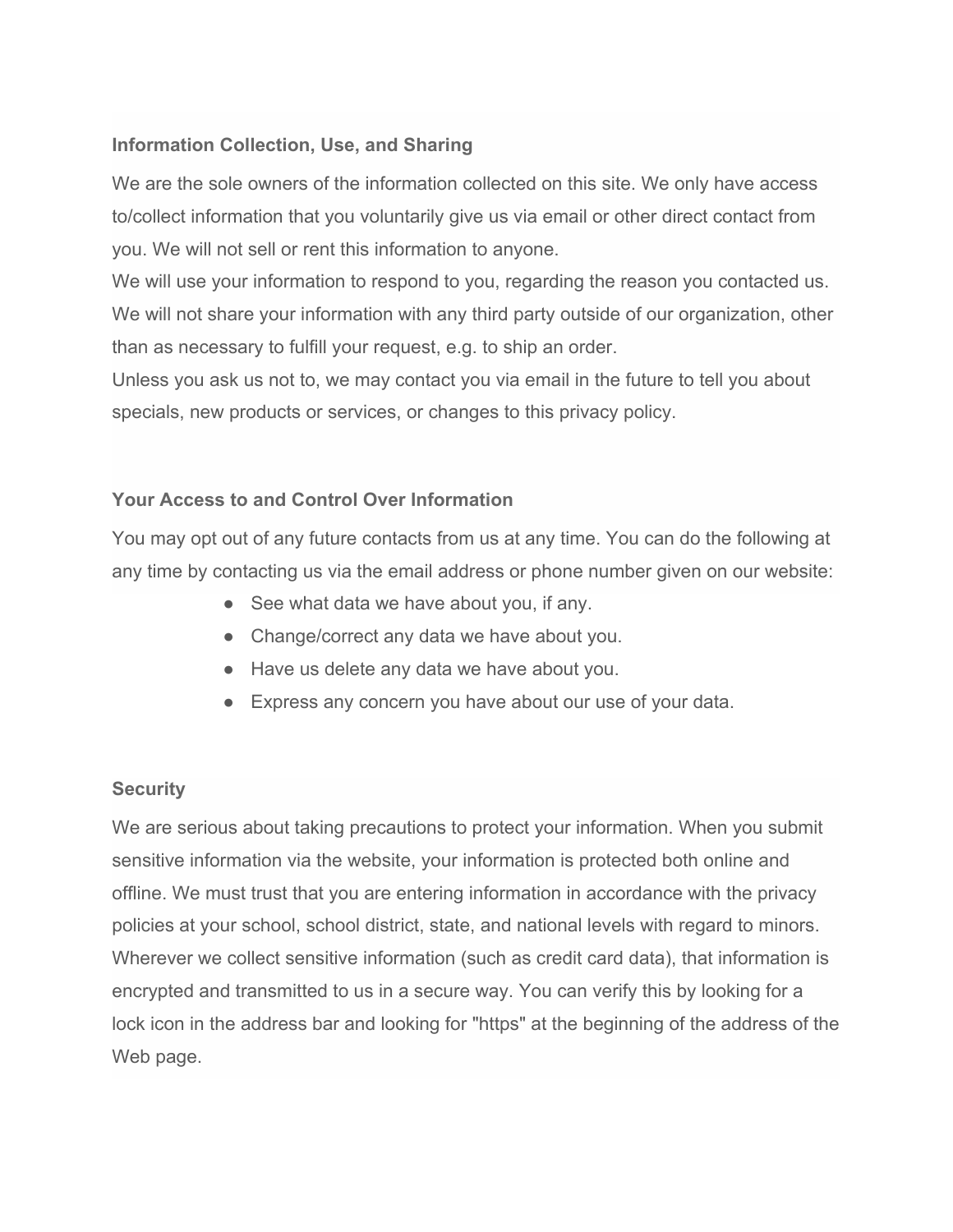**Information Collection, Use, and Sharing**

We are the sole owners of the information collected on this site. We only have access to/collect information that you voluntarily give us via email or other direct contact from you. We will not sell or rent this information to anyone.

We will use your information to respond to you, regarding the reason you contacted us. We will not share your information with any third party outside of our organization, other than as necessary to fulfill your request, e.g. to ship an order.

Unless you ask us not to, we may contact you via email in the future to tell you about specials, new products or services, or changes to this privacy policy.

**Your Access to and Control Over Information**

You may opt out of any future contacts from us at any time. You can do the following at any time by contacting us via the email address or phone number given on our website:

- See what data we have about you, if any.
- Change/correct any data we have about you.
- Have us delete any data we have about you.
- Express any concern you have about our use of your data.

**Security**

We are serious about taking precautions to protect your information. When you submit sensitive information via the website, your information is protected both online and offline. We must trust that you are entering information in accordance with the privacy policies at your school, school district, state, and national levels with regard to minors. Wherever we collect sensitive information (such as credit card data), that information is encrypted and transmitted to us in a secure way. You can verify this by looking for a lock icon in the address bar and looking for "https" at the beginning of the address of the Web page.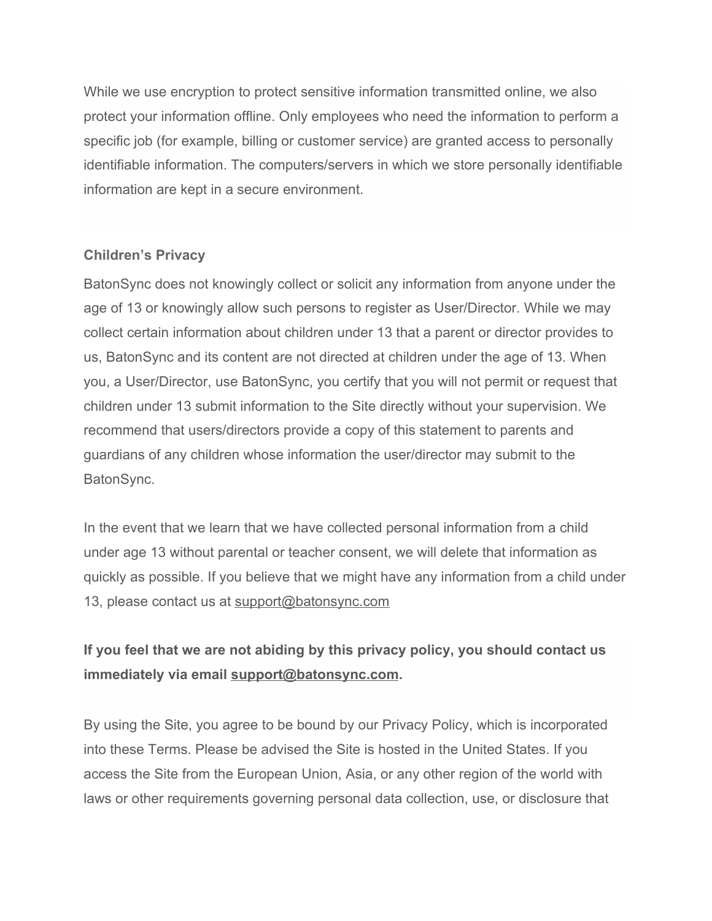While we use encryption to protect sensitive information transmitted online, we also protect your information offline. Only employees who need the information to perform a specific job (for example, billing or customer service) are granted access to personally identifiable information. The computers/servers in which we store personally identifiable information are kept in a secure environment.

**Children's Privacy**

BatonSync does not knowingly collect or solicit any information from anyone under the age of 13 or knowingly allow such persons to register as User/Director. While we may collect certain information about children under 13 that a parent or director provides to us, BatonSync and its content are not directed at children under the age of 13. When you, a User/Director, use BatonSync, you certify that you will not permit or request that children under 13 submit information to the Site directly without your supervision. We recommend that users/directors provide a copy of this statement to parents and guardians of any children whose information the user/director may submit to the BatonSync.

In the event that we learn that we have collected personal information from a child under age 13 without parental or teacher consent, we will delete that information as quickly as possible. If you believe that we might have any information from a child under 13, please contact us at support@batonsync.com

**If you feel that we are not abiding by this privacy policy, you should contact us immediately via email support@batonsync.com.**

By using the Site, you agree to be bound by our Privacy Policy, which is incorporated into these Terms. Please be advised the Site is hosted in the United States. If you access the Site from the European Union, Asia, or any other region of the world with laws or other requirements governing personal data collection, use, or disclosure that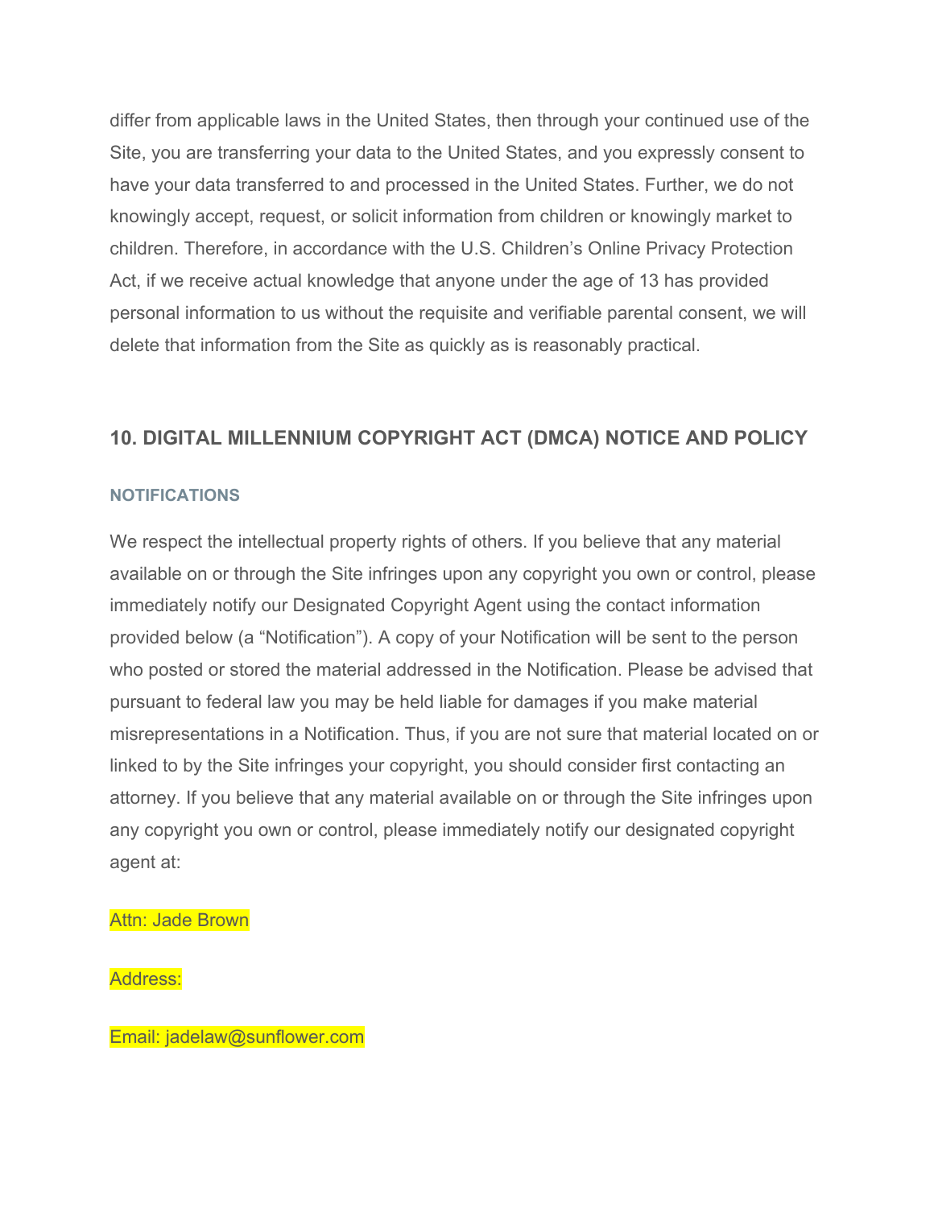differ from applicable laws in the United States, then through your continued use of the Site, you are transferring your data to the United States, and you expressly consent to have your data transferred to and processed in the United States. Further, we do not knowingly accept, request, or solicit information from children or knowingly market to children. Therefore, in accordance with the U.S. Children's Online Privacy Protection Act, if we receive actual knowledge that anyone under the age of 13 has provided personal information to us without the requisite and verifiable parental consent, we will delete that information from the Site as quickly as is reasonably practical.

## 10. DIGITAL MILLENNIUM COPYRIGHT ACT (DMCA) NOTICE AND POLICY

### NOTIFICATIONS

We respect the intellectual property rights of others. If you believe that any material available on or through the Site infringes upon any copyright you own or control, please immediately notify our Designated Copyright Agent using the contact information provided below (a "Notification"). A copy of your Notification will be sent to the person who posted or stored the material addressed in the Notification. Please be advised that pursuant to federal law you may be held liable for damages if you make material misrepresentations in a Notification. Thus, if you are not sure that material located on or linked to by the Site infringes your copyright, you should consider first contacting an attorney. If you believe that any material available on or through the Site infringes upon any copyright you own or control, please immediately notify our designated copyright agent at:

Attn: Jade Brown

Address:

Email: jadelaw@sunflower.com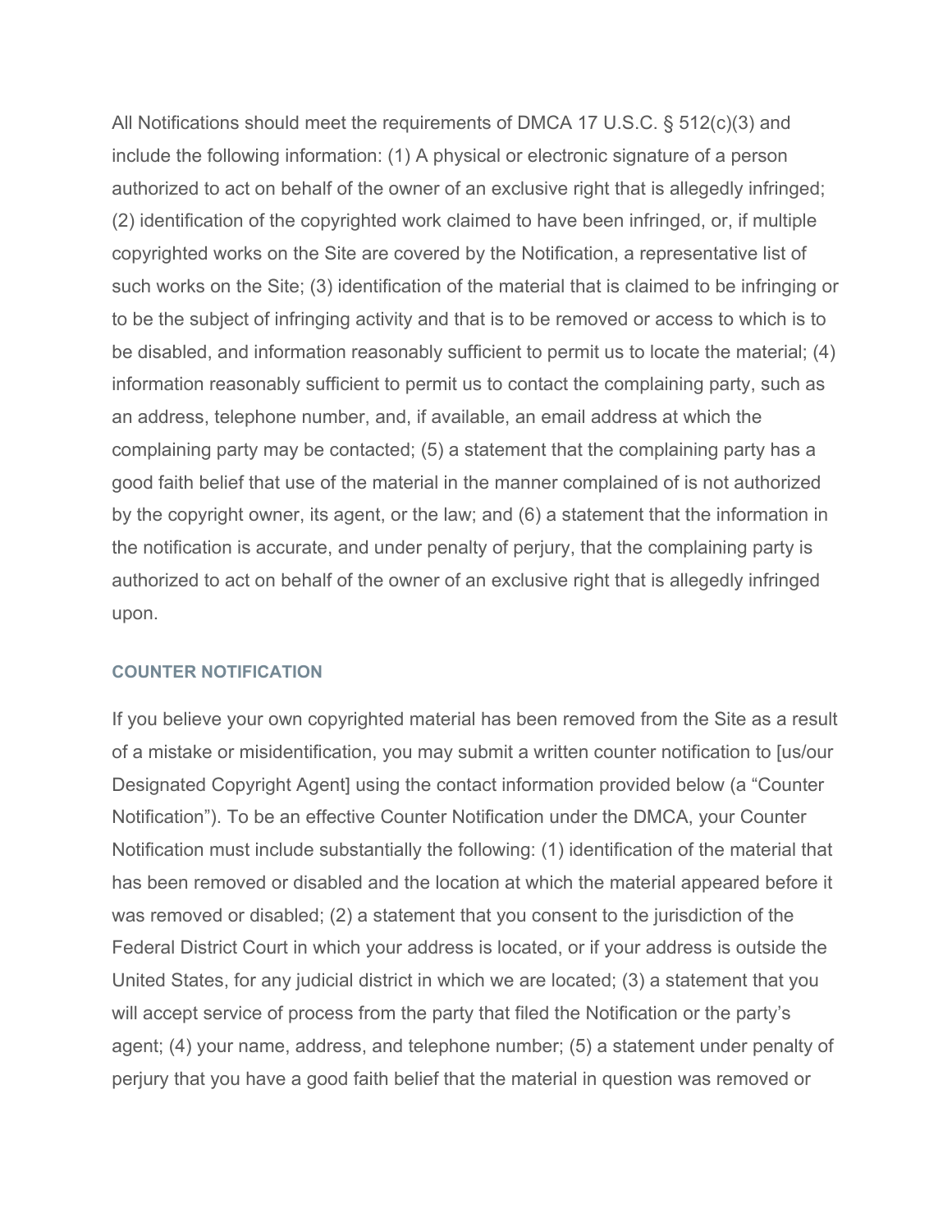All Notifications should meet the requirements of DMCA 17 U.S.C. § 512(c)(3) and include the following information: (1) A physical or electronic signature of a person authorized to act on behalf of the owner of an exclusive right that is allegedly infringed; (2) identification of the copyrighted work claimed to have been infringed, or, if multiple copyrighted works on the Site are covered by the Notification, a representative list of such works on the Site; (3) identification of the material that is claimed to be infringing or to be the subject of infringing activity and that is to be removed or access to which is to be disabled, and information reasonably sufficient to permit us to locate the material; (4) information reasonably sufficient to permit us to contact the complaining party, such as an address, telephone number, and, if available, an email address at which the complaining party may be contacted; (5) a statement that the complaining party has a good faith belief that use of the material in the manner complained of is not authorized by the copyright owner, its agent, or the law; and (6) a statement that the information in the notification is accurate, and under penalty of perjury, that the complaining party is authorized to act on behalf of the owner of an exclusive right that is allegedly infringed upon.

#### COUNTER NOTIFICATION

If you believe your own copyrighted material has been removed from the Site as a result of a mistake or misidentification, you may submit a written counter notification to [us/our Designated Copyright Agent] using the contact information provided below (a "Counter Notification"). To be an effective Counter Notification under the DMCA, your Counter Notification must include substantially the following: (1) identification of the material that has been removed or disabled and the location at which the material appeared before it was removed or disabled; (2) a statement that you consent to the jurisdiction of the Federal District Court in which your address is located, or if your address is outside the United States, for any judicial district in which we are located; (3) a statement that you will accept service of process from the party that filed the Notification or the party's agent; (4) your name, address, and telephone number; (5) a statement under penalty of perjury that you have a good faith belief that the material in question was removed or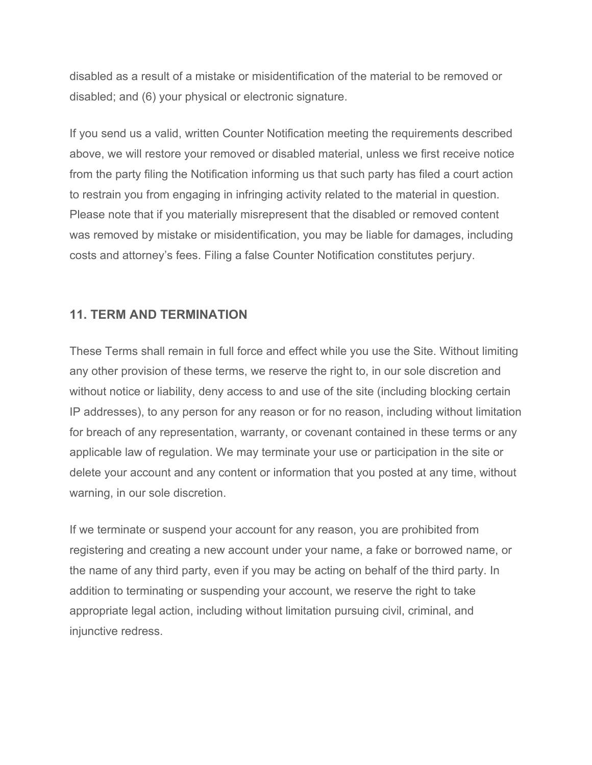disabled as a result of a mistake or misidentification of the material to be removed or disabled; and (6) your physical or electronic signature.

If you send us a valid, written Counter Notification meeting the requirements described above, we will restore your removed or disabled material, unless we first receive notice from the party filing the Notification informing us that such party has filed a court action to restrain you from engaging in infringing activity related to the material in question. Please note that if you materially misrepresent that the disabled or removed content was removed by mistake or misidentification, you may be liable for damages, including costs and attorney's fees. Filing a false Counter Notification constitutes perjury.

## 11. TERM AND TERMINATION

These Terms shall remain in full force and effect while you use the Site. Without limiting any other provision of these terms, we reserve the right to, in our sole discretion and without notice or liability, deny access to and use of the site (including blocking certain IP addresses), to any person for any reason or for no reason, including without limitation for breach of any representation, warranty, or covenant contained in these terms or any applicable law of regulation. We may terminate your use or participation in the site or delete your account and any content or information that you posted at any time, without warning, in our sole discretion.

If we terminate or suspend your account for any reason, you are prohibited from registering and creating a new account under your name, a fake or borrowed name, or the name of any third party, even if you may be acting on behalf of the third party. In addition to terminating or suspending your account, we reserve the right to take appropriate legal action, including without limitation pursuing civil, criminal, and injunctive redress.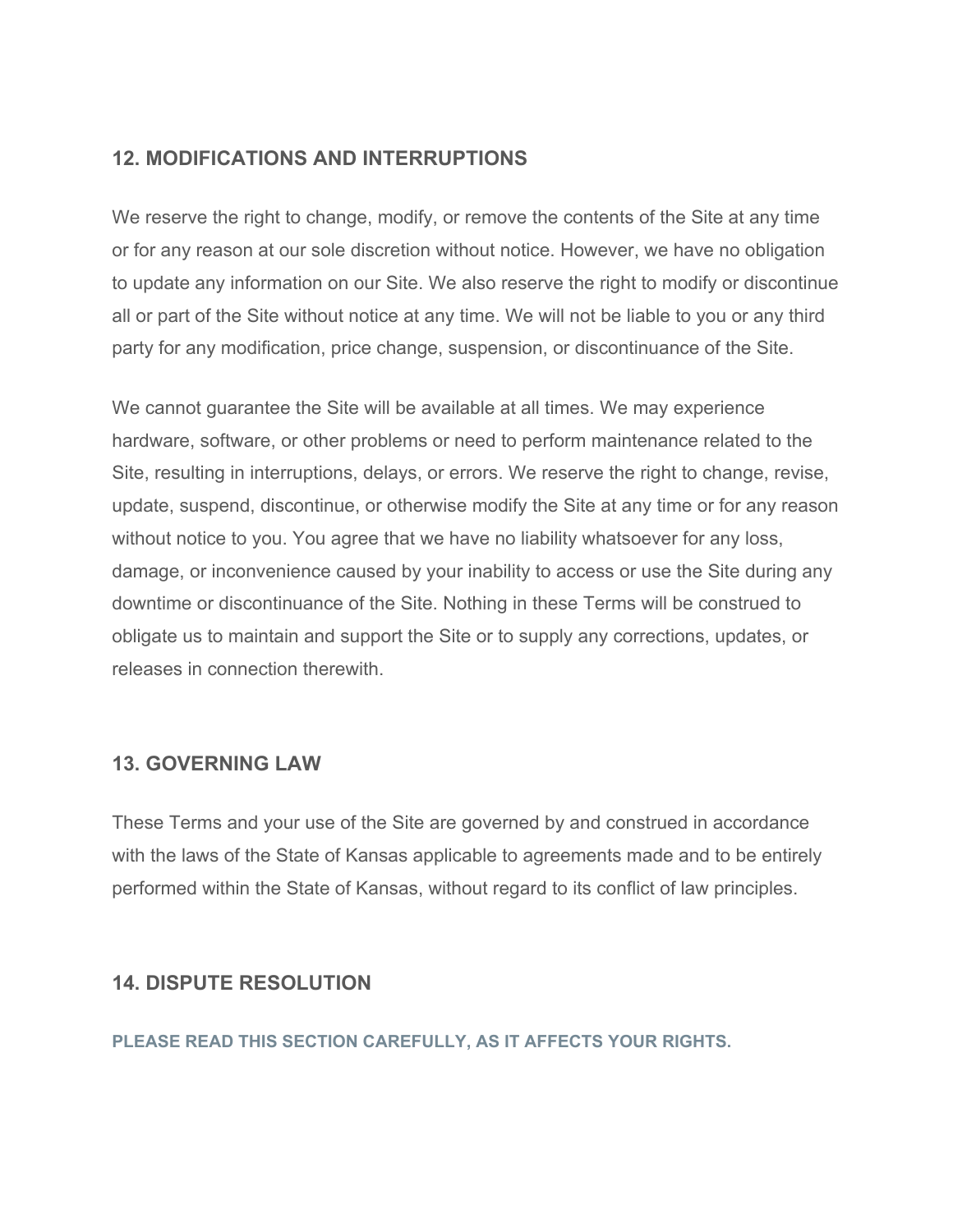## 12. MODIFICATIONS AND INTERRUPTIONS

We reserve the right to change, modify, or remove the contents of the Site at any time or for any reason at our sole discretion without notice. However, we have no obligation to update any information on our Site. We also reserve the right to modify or discontinue all or part of the Site without notice at any time. We will not be liable to you or any third party for any modification, price change, suspension, or discontinuance of the Site.

We cannot guarantee the Site will be available at all times. We may experience hardware, software, or other problems or need to perform maintenance related to the Site, resulting in interruptions, delays, or errors. We reserve the right to change, revise, update, suspend, discontinue, or otherwise modify the Site at any time or for any reason without notice to you. You agree that we have no liability whatsoever for any loss, damage, or inconvenience caused by your inability to access or use the Site during any downtime or discontinuance of the Site. Nothing in these Terms will be construed to obligate us to maintain and support the Site or to supply any corrections, updates, or releases in connection therewith.

## 13. GOVERNING LAW

These Terms and your use of the Site are governed by and construed in accordance with the laws of the State of Kansas applicable to agreements made and to be entirely performed within the State of Kansas, without regard to its conflict of law principles.

## 14. DISPUTE RESOLUTION

**PLEASE READ THIS SECTION CAREFULLY, AS IT AFFECTS YOUR RIGHTS.**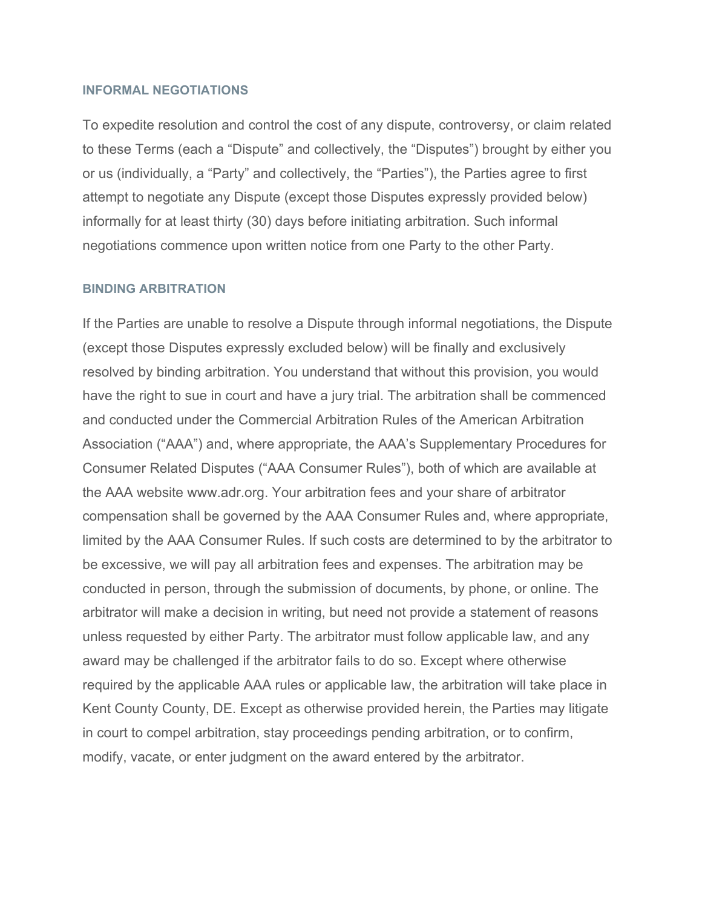### INFORMAL NEGOTIATIONS

To expedite resolution and control the cost of any dispute, controversy, or claim related to these Terms (each a “Dispute” and collectively, the “Disputes”) brought by either you or us (individually, a “Party” and collectively, the “Parties”), the Parties agree to first attempt to negotiate any Dispute (except those Disputes expressly provided below) informally for at least thirty (30) days before initiating arbitration. Such informal negotiations commence upon written notice from one Party to the other Party.

### BINDING ARBITRATION

If the Parties are unable to resolve a Dispute through informal negotiations, the Dispute (except those Disputes expressly excluded below) will be finally and exclusively resolved by binding arbitration. You understand that without this provision, you would have the right to sue in court and have a jury trial. The arbitration shall be commenced and conducted under the Commercial Arbitration Rules of the American Arbitration Association (“AAA”) and, where appropriate, the AAA’s Supplementary Procedures for Consumer Related Disputes (“AAA Consumer Rules”), both of which are available at the AAA website www.adr.org. Your arbitration fees and your share of arbitrator compensation shall be governed by the AAA Consumer Rules and, where appropriate, limited by the AAA Consumer Rules. If such costs are determined to by the arbitrator to be excessive, we will pay all arbitration fees and expenses. The arbitration may be conducted in person, through the submission of documents, by phone, or online. The arbitrator will make a decision in writing, but need not provide a statement of reasons unless requested by either Party. The arbitrator must follow applicable law, and any award may be challenged if the arbitrator fails to do so. Except where otherwise required by the applicable AAA rules or applicable law, the arbitration will take place in Kent County County, DE. Except as otherwise provided herein, the Parties may litigate in court to compel arbitration, stay proceedings pending arbitration, or to confirm, modify, vacate, or enter judgment on the award entered by the arbitrator.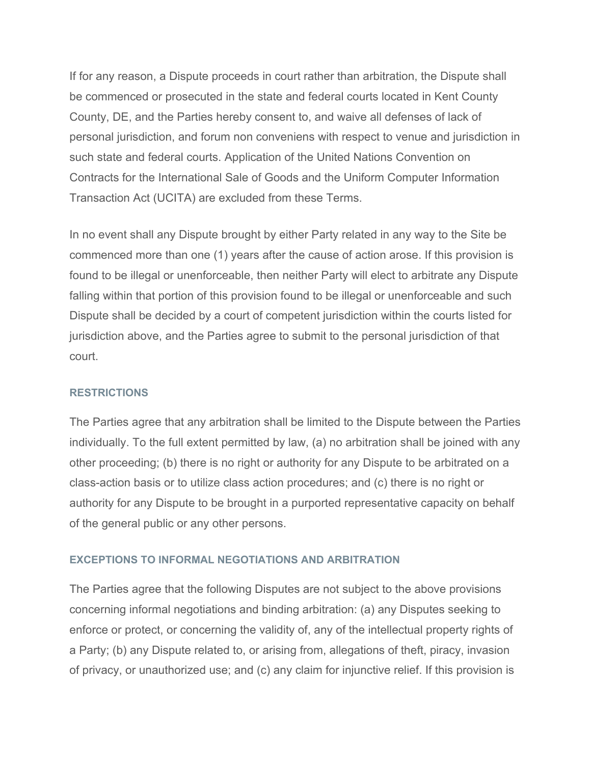If for any reason, a Dispute proceeds in court rather than arbitration, the Dispute shall be commenced or prosecuted in the state and federal courts located in Kent County County, DE, and the Parties hereby consent to, and waive all defenses of lack of personal jurisdiction, and forum non conveniens with respect to venue and jurisdiction in such state and federal courts. Application of the United Nations Convention on Contracts for the International Sale of Goods and the Uniform Computer Information Transaction Act (UCITA) are excluded from these Terms.

In no event shall any Dispute brought by either Party related in any way to the Site be commenced more than one (1) years after the cause of action arose. If this provision is found to be illegal or unenforceable, then neither Party will elect to arbitrate any Dispute falling within that portion of this provision found to be illegal or unenforceable and such Dispute shall be decided by a court of competent jurisdiction within the courts listed for jurisdiction above, and the Parties agree to submit to the personal jurisdiction of that court.

### RESTRICTIONS

The Parties agree that any arbitration shall be limited to the Dispute between the Parties individually. To the full extent permitted by law, (a) no arbitration shall be joined with any other proceeding; (b) there is no right or authority for any Dispute to be arbitrated on a class-action basis or to utilize class action procedures; and (c) there is no right or authority for any Dispute to be brought in a purported representative capacity on behalf of the general public or any other persons.

### EXCEPTIONS TO INFORMAL NEGOTIATIONS AND ARBITRATION

The Parties agree that the following Disputes are not subject to the above provisions concerning informal negotiations and binding arbitration: (a) any Disputes seeking to enforce or protect, or concerning the validity of, any of the intellectual property rights of a Party; (b) any Dispute related to, or arising from, allegations of theft, piracy, invasion of privacy, or unauthorized use; and (c) any claim for injunctive relief. If this provision is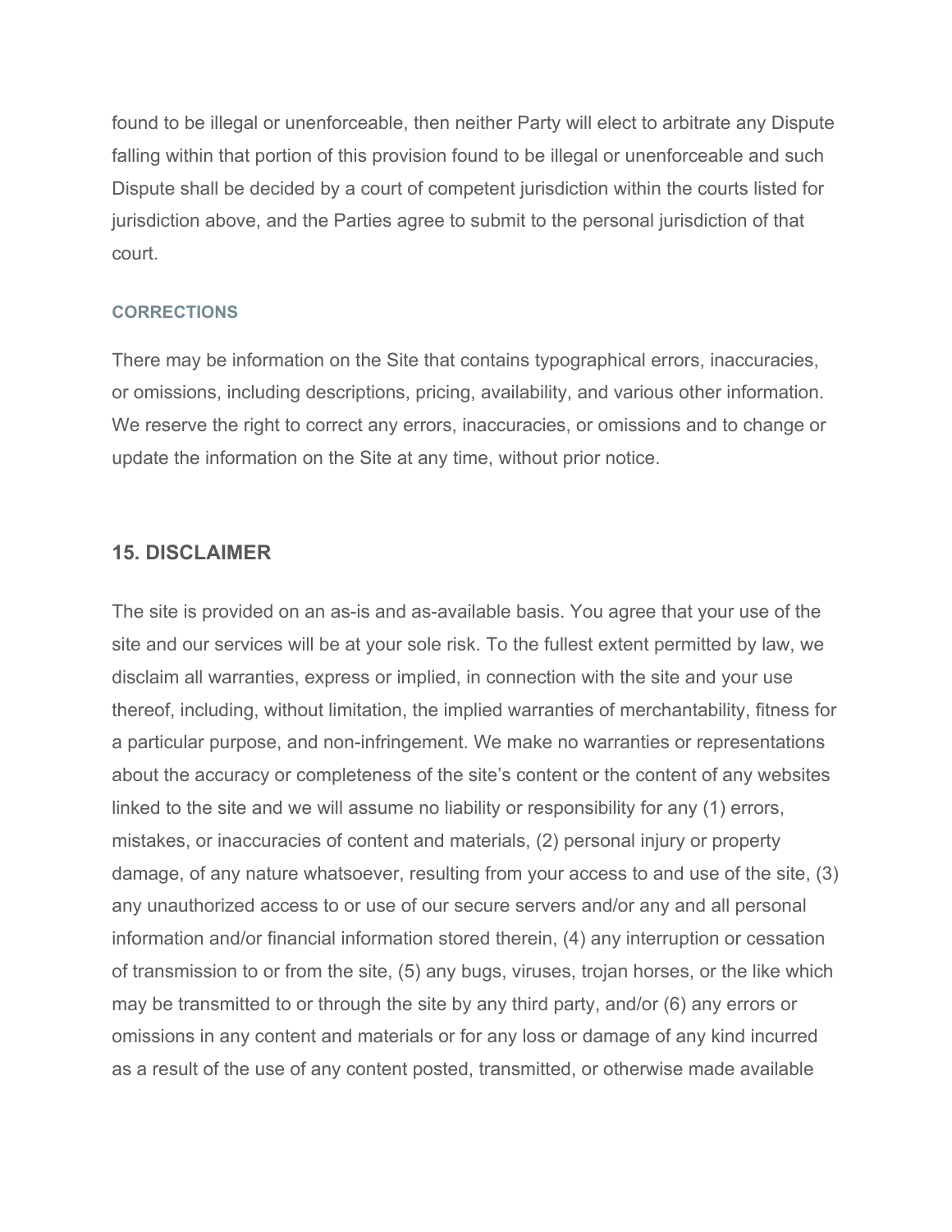found to be illegal or unenforceable, then neither Party will elect to arbitrate any Dispute falling within that portion of this provision found to be illegal or unenforceable and such Dispute shall be decided by a court of competent jurisdiction within the courts listed for jurisdiction above, and the Parties agree to submit to the personal jurisdiction of that court.

### CORRECTIONS

There may be information on the Site that contains typographical errors, inaccuracies, or omissions, including descriptions, pricing, availability, and various other information. We reserve the right to correct any errors, inaccuracies, or omissions and to change or update the information on the Site at any time, without prior notice.

## 15. DISCLAIMER

The site is provided on an as-is and as-available basis. You agree that your use of the site and our services will be at your sole risk. To the fullest extent permitted by law, we disclaim all warranties, express or implied, in connection with the site and your use thereof, including, without limitation, the implied warranties of merchantability, fitness for a particular purpose, and non-infringement. We make no warranties or representations about the accuracy or completeness of the site's content or the content of any websites linked to the site and we will assume no liability or responsibility for any (1) errors, mistakes, or inaccuracies of content and materials, (2) personal injury or property damage, of any nature whatsoever, resulting from your access to and use of the site, (3) any unauthorized access to or use of our secure servers and/or any and all personal information and/or financial information stored therein, (4) any interruption or cessation of transmission to or from the site, (5) any bugs, viruses, trojan horses, or the like which may be transmitted to or through the site by any third party, and/or (6) any errors or omissions in any content and materials or for any loss or damage of any kind incurred as a result of the use of any content posted, transmitted, or otherwise made available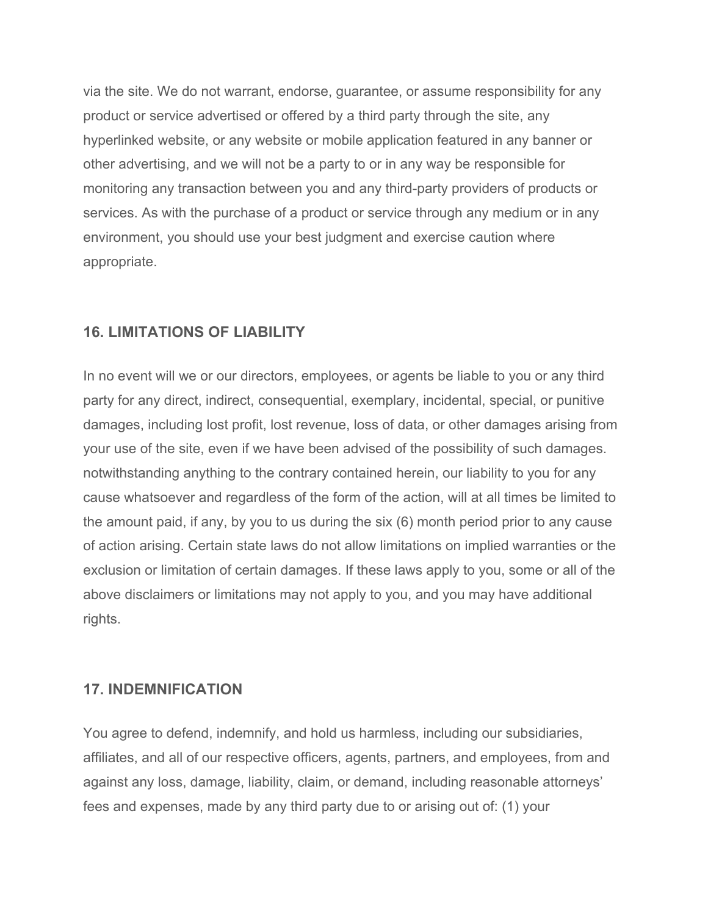via the site. We do not warrant, endorse, guarantee, or assume responsibility for any product or service advertised or offered by a third party through the site, any hyperlinked website, or any website or mobile application featured in any banner or other advertising, and we will not be a party to or in any way be responsible for monitoring any transaction between you and any third-party providers of products or services. As with the purchase of a product or service through any medium or in any environment, you should use your best judgment and exercise caution where appropriate.

### 16. LIMITATIONS OF LIABILITY

In no event will we or our directors, employees, or agents be liable to you or any third party for any direct, indirect, consequential, exemplary, incidental, special, or punitive damages, including lost profit, lost revenue, loss of data, or other damages arising from your use of the site, even if we have been advised of the possibility of such damages. notwithstanding anything to the contrary contained herein, our liability to you for any cause whatsoever and regardless of the form of the action, will at all times be limited to the amount paid, if any, by you to us during the six (6) month period prior to any cause of action arising. Certain state laws do not allow limitations on implied warranties or the exclusion or limitation of certain damages. If these laws apply to you, some or all of the above disclaimers or limitations may not apply to you, and you may have additional rights.

### 17. INDEMNIFICATION

You agree to defend, indemnify, and hold us harmless, including our subsidiaries, affiliates, and all of our respective officers, agents, partners, and employees, from and against any loss, damage, liability, claim, or demand, including reasonable attorneys' fees and expenses, made by any third party due to or arising out of: (1) your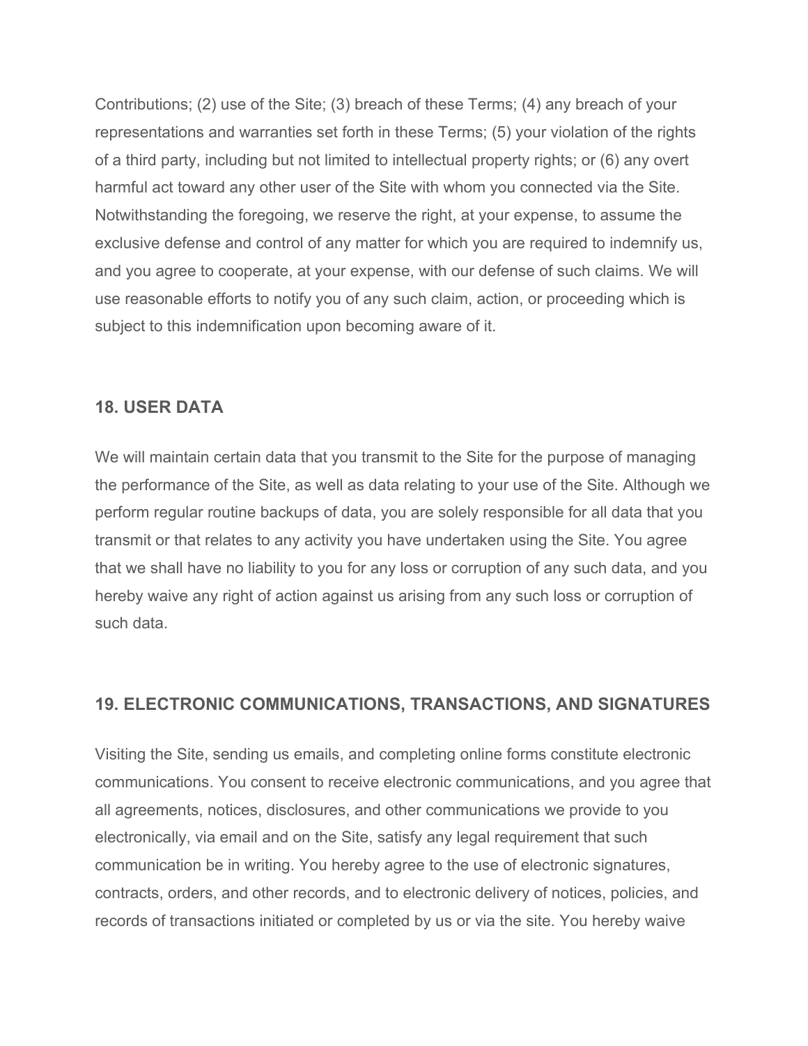Contributions; (2) use of the Site; (3) breach of these Terms; (4) any breach of your representations and warranties set forth in these Terms; (5) your violation of the rights of a third party, including but not limited to intellectual property rights; or (6) any overt harmful act toward any other user of the Site with whom you connected via the Site. Notwithstanding the foregoing, we reserve the right, at your expense, to assume the exclusive defense and control of any matter for which you are required to indemnify us, and you agree to cooperate, at your expense, with our defense of such claims. We will use reasonable efforts to notify you of any such claim, action, or proceeding which is subject to this indemnification upon becoming aware of it.

## 18. USER DATA

We will maintain certain data that you transmit to the Site for the purpose of managing the performance of the Site, as well as data relating to your use of the Site. Although we perform regular routine backups of data, you are solely responsible for all data that you transmit or that relates to any activity you have undertaken using the Site. You agree that we shall have no liability to you for any loss or corruption of any such data, and you hereby waive any right of action against us arising from any such loss or corruption of such data.

## 19. ELECTRONIC COMMUNICATIONS, TRANSACTIONS, AND SIGNATURES

Visiting the Site, sending us emails, and completing online forms constitute electronic communications. You consent to receive electronic communications, and you agree that all agreements, notices, disclosures, and other communications we provide to you electronically, via email and on the Site, satisfy any legal requirement that such communication be in writing. You hereby agree to the use of electronic signatures, contracts, orders, and other records, and to electronic delivery of notices, policies, and records of transactions initiated or completed by us or via the site. You hereby waive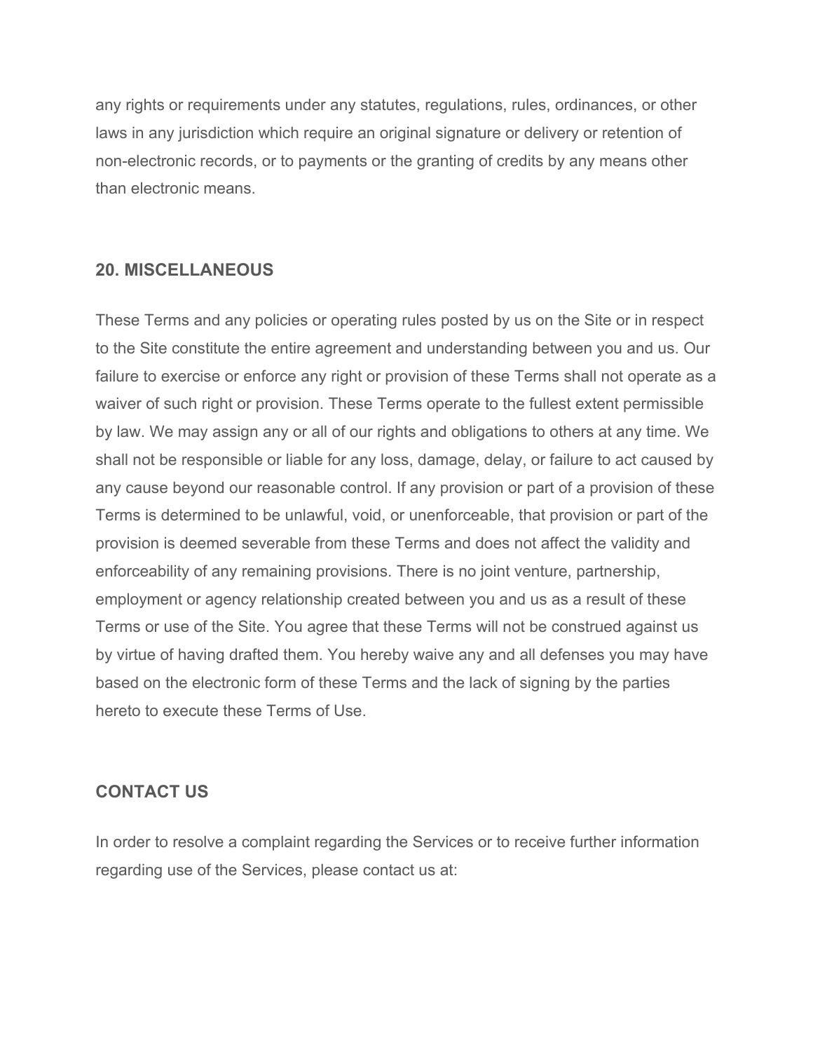any rights or requirements under any statutes, regulations, rules, ordinances, or other laws in any jurisdiction which require an original signature or delivery or retention of non-electronic records, or to payments or the granting of credits by any means other than electronic means.

## 20. MISCELLANEOUS

These Terms and any policies or operating rules posted by us on the Site or in respect to the Site constitute the entire agreement and understanding between you and us. Our failure to exercise or enforce any right or provision of these Terms shall not operate as a waiver of such right or provision. These Terms operate to the fullest extent permissible by law. We may assign any or all of our rights and obligations to others at any time. We shall not be responsible or liable for any loss, damage, delay, or failure to act caused by any cause beyond our reasonable control. If any provision or part of a provision of these Terms is determined to be unlawful, void, or unenforceable, that provision or part of the provision is deemed severable from these Terms and does not affect the validity and enforceability of any remaining provisions. There is no joint venture, partnership, employment or agency relationship created between you and us as a result of these Terms or use of the Site. You agree that these Terms will not be construed against us by virtue of having drafted them. You hereby waive any and all defenses you may have based on the electronic form of these Terms and the lack of signing by the parties hereto to execute these Terms of Use.

## CONTACT US

In order to resolve a complaint regarding the Services or to receive further information regarding use of the Services, please contact us at: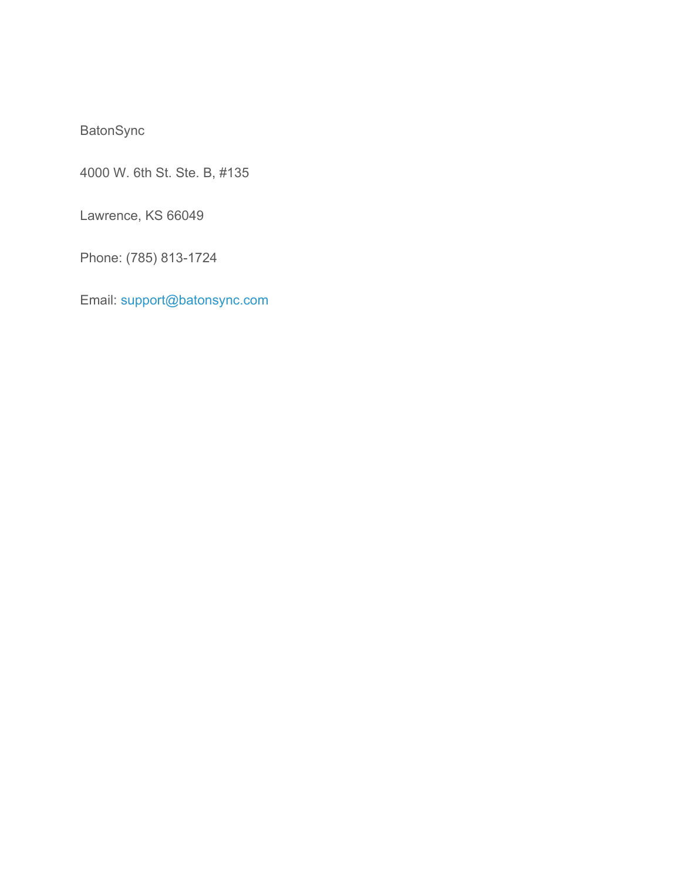BatonSync

4000 W. 6th St. Ste. B, #135

Lawrence, KS 66049

Phone: (785) 813-1724

Email: support@batonsync.com